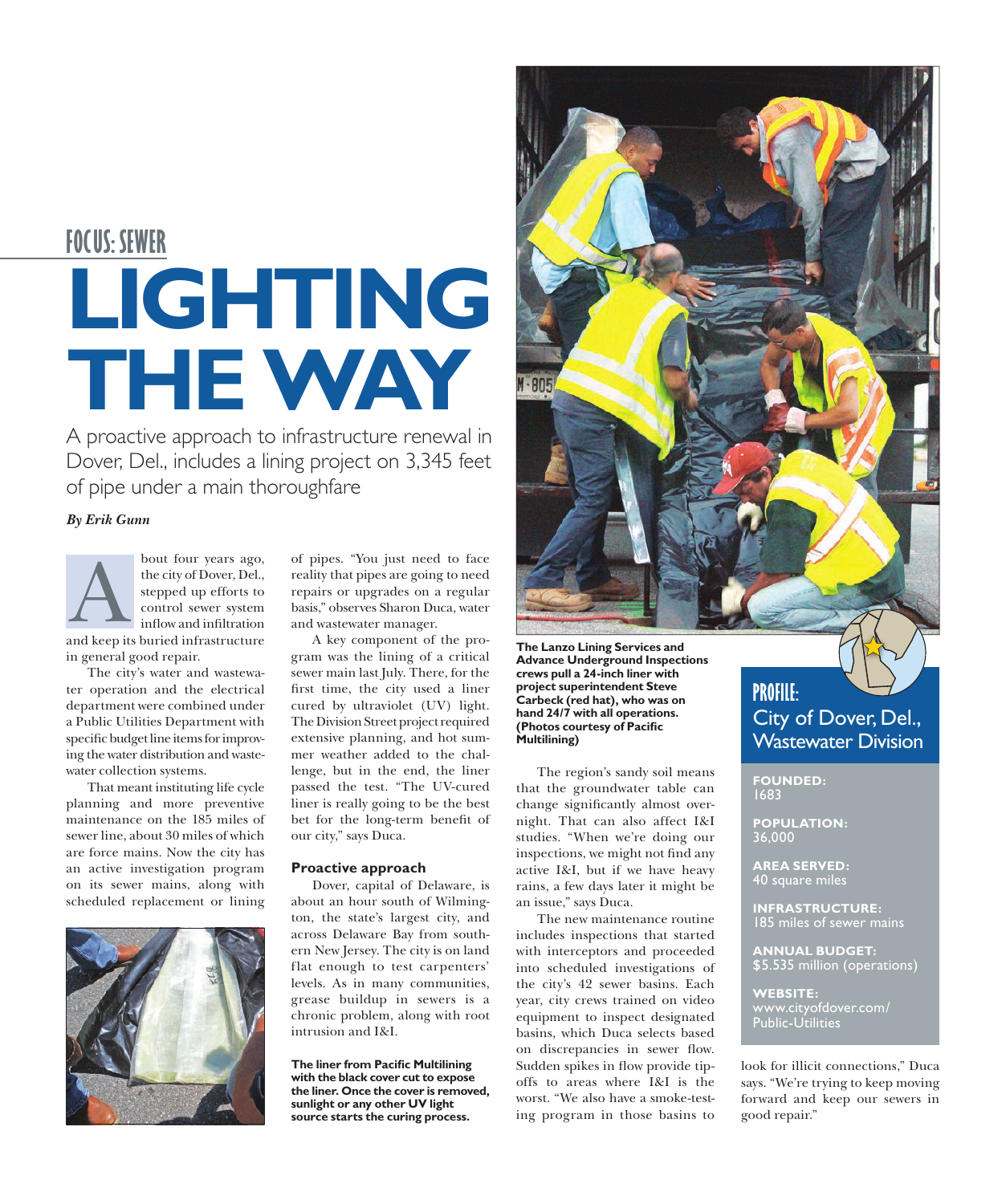FOCUS: SEWER

# LIGHTING THE WAY

A proactive approach to infrastructure renewal in Dover, Del., includes a lining project on 3,345 feet of pipe under a main thoroughfare

*By Erik Gunn*

About four years ago, the city of Dover, Del., stepped up efforts to control sewer system inflow and infiltration and keep its buried infrastructure in general good repair.

The city's water and wastewater operation and the electrical department were combined under a Public Utilities Department with specific budget line items for improving the water distribution and wastewater collection systems.

That meant instituting life cycle planning and more preventive maintenance on the 185 miles of sewer line, about 30 miles of which are force mains. Now the city has an active investigation program on its sewer mains, along with scheduled replacement or lining of pipes. "You just need to face reality that pipes are going to need repairs or upgrades on a regular basis," observes Sharon Duca, water and wastewater manager.

A key component of the program was the lining of a critical sewer main last July. There, for the first time, the city used a liner cured by ultraviolet (UV) light. The Division Street project required extensive planning, and hot summer weather added to the challenge, but in the end, the liner passed the test. "The UV-cured liner is really going to be the best bet for the long-term benefit of our city," says Duca.

**The liner from Pacific Multilining with the black cover cut to expose the liner. Once the cover is removed, sunlight or any other UV light source starts the curing process.**

### Proactive approach

Dover, capital of Delaware, is about an hour south of Wilmington, the state's largest city, and across Delaware Bay from southern New Jersey. The city is on land flat enough to test carpenters' levels. As in many communities, grease buildup in sewers is a chronic problem, along with root intrusion and I&I.

**The Lanzo Lining Services and Advance Underground Inspections crews pull a 24-inch liner with project superintendent Steve Carbeck (red hat), who was on hand 24/7 with all operations. (Photos courtesy of Pacific Multilining)**

The region's sandy soil means that the groundwater table can change significantly almost overnight. That can also affect I&I studies. "When we're doing our inspections, we might not find any active I&I, but if we have heavy rains, a few days later it might be an issue," says Duca.

The new maintenance routine includes inspections that started with interceptors and proceeded into scheduled investigations of the city's 42 sewer basins. Each year, city crews trained on video equipment to inspect designated basins, which Duca selects based on discrepancies in sewer flow. Sudden spikes in flow provide tipoffs to areas where I&I is the worst. "We also have a smoke-testing program in those basins to look for illicit connections," Duca says. "We're trying to keep moving forward and keep our sewers in good repair."

## PROFILE: City of Dover, Del., Wastewater Division

**FOUNDED:**
1683

**POPULATION:**
36,000

**AREA SERVED:**
40 square miles

**INFRASTRUCTURE:**
185 miles of sewer mains

**ANNUAL BUDGET:**
$5.535 million (operations)

**WEBSITE:**
www.cityofdover.com/Public-Utilities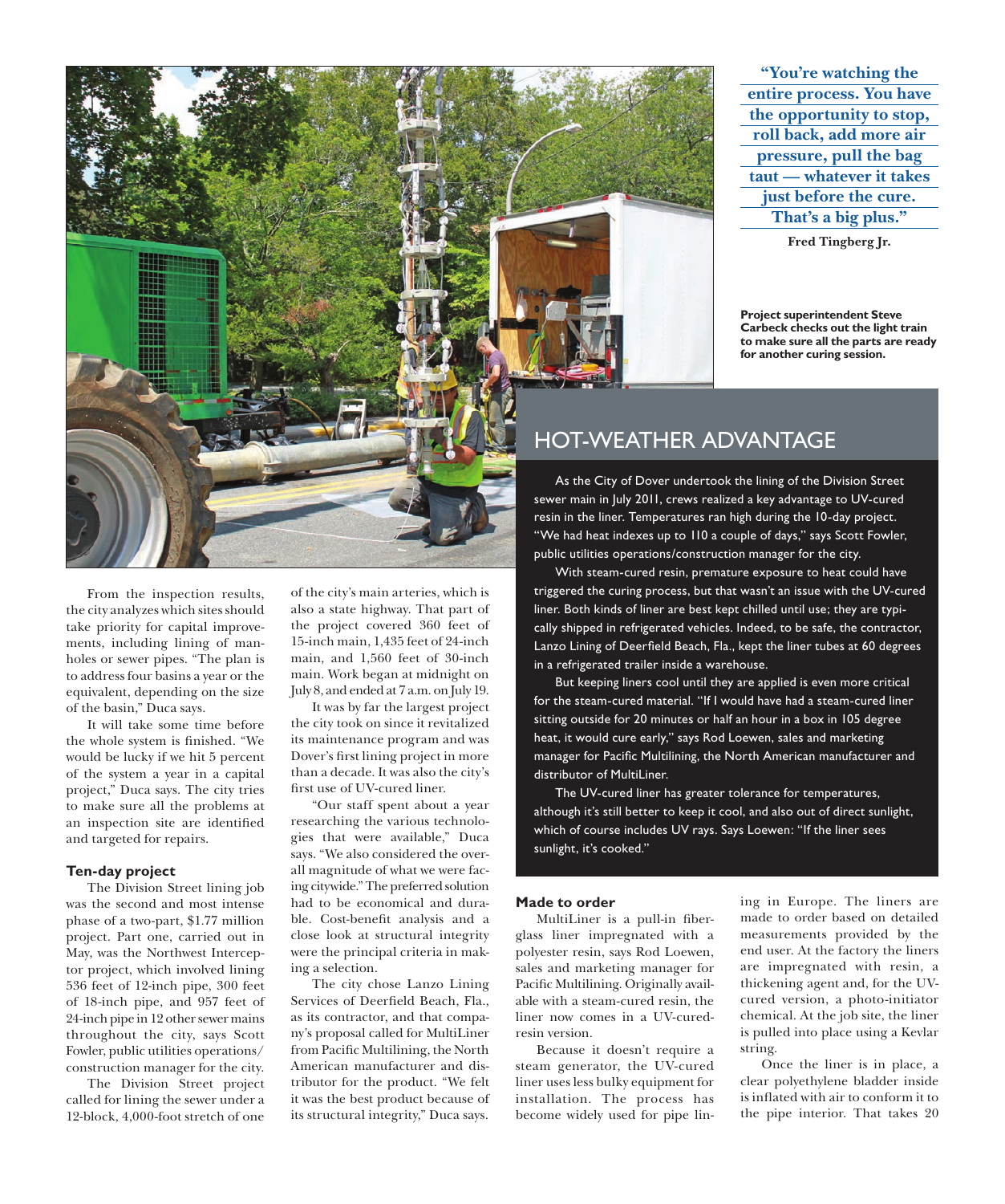> "You're watching the entire process. You have the opportunity to stop, roll back, add more air pressure, pull the bag taut — whatever it takes just before the cure. That's a big plus."
>
> **Fred Tingberg Jr.**

**Project superintendent Steve Carbeck checks out the light train to make sure all the parts are ready for another curing session.**

## HOT-WEATHER ADVANTAGE

As the City of Dover undertook the lining of the Division Street sewer main in July 2011, crews realized a key advantage to UV-cured resin in the liner. Temperatures ran high during the 10-day project. "We had heat indexes up to 110 a couple of days," says Scott Fowler, public utilities operations/construction manager for the city.

With steam-cured resin, premature exposure to heat could have triggered the curing process, but that wasn't an issue with the UV-cured liner. Both kinds of liner are best kept chilled until use; they are typically shipped in refrigerated vehicles. Indeed, to be safe, the contractor, Lanzo Lining of Deerfield Beach, Fla., kept the liner tubes at 60 degrees in a refrigerated trailer inside a warehouse.

But keeping liners cool until they are applied is even more critical for the steam-cured material. "If I would have had a steam-cured liner sitting outside for 20 minutes or half an hour in a box in 105 degree heat, it would cure early," says Rod Loewen, sales and marketing manager for Pacific Multilining, the North American manufacturer and distributor of MultiLiner.

The UV-cured liner has greater tolerance for temperatures, although it's still better to keep it cool, and also out of direct sunlight, which of course includes UV rays. Says Loewen: "If the liner sees sunlight, it's cooked."

---

From the inspection results, the city analyzes which sites should take priority for capital improvements, including lining of manholes or sewer pipes. "The plan is to address four basins a year or the equivalent, depending on the size of the basin," Duca says.

It will take some time before the whole system is finished. "We would be lucky if we hit 5 percent of the system a year in a capital project," Duca says. The city tries to make sure all the problems at an inspection site are identified and targeted for repairs.

### Ten-day project

The Division Street lining job was the second and most intense phase of a two-part, $1.77 million project. Part one, carried out in May, was the Northwest Interceptor project, which involved lining 536 feet of 12-inch pipe, 300 feet of 18-inch pipe, and 957 feet of 24-inch pipe in 12 other sewer mains throughout the city, says Scott Fowler, public utilities operations/construction manager for the city.

The Division Street project called for lining the sewer under a 12-block, 4,000-foot stretch of one of the city's main arteries, which is also a state highway. That part of the project covered 360 feet of 15-inch main, 1,435 feet of 24-inch main, and 1,560 feet of 30-inch main. Work began at midnight on July 8, and ended at 7 a.m. on July 19.

It was by far the largest project the city took on since it revitalized its maintenance program and was Dover's first lining project in more than a decade. It was also the city's first use of UV-cured liner.

"Our staff spent about a year researching the various technologies that were available," Duca says. "We also considered the overall magnitude of what we were facing citywide." The preferred solution had to be economical and durable. Cost-benefit analysis and a close look at structural integrity were the principal criteria in making a selection.

The city chose Lanzo Lining Services of Deerfield Beach, Fla., as its contractor, and that company's proposal called for MultiLiner from Pacific Multilining, the North American manufacturer and distributor for the product. "We felt it was the best product because of its structural integrity," Duca says.

### Made to order

MultiLiner is a pull-in fiberglass liner impregnated with a polyester resin, says Rod Loewen, sales and marketing manager for Pacific Multilining. Originally available with a steam-cured resin, the liner now comes in a UV-cured-resin version.

Because it doesn't require a steam generator, the UV-cured liner uses less bulky equipment for installation. The process has become widely used for pipe lining in Europe. The liners are made to order based on detailed measurements provided by the end user. At the factory the liners are impregnated with resin, a thickening agent and, for the UV-cured version, a photo-initiator chemical. At the job site, the liner is pulled into place using a Kevlar string.

Once the liner is in place, a clear polyethylene bladder inside is inflated with air to conform it to the pipe interior. That takes 20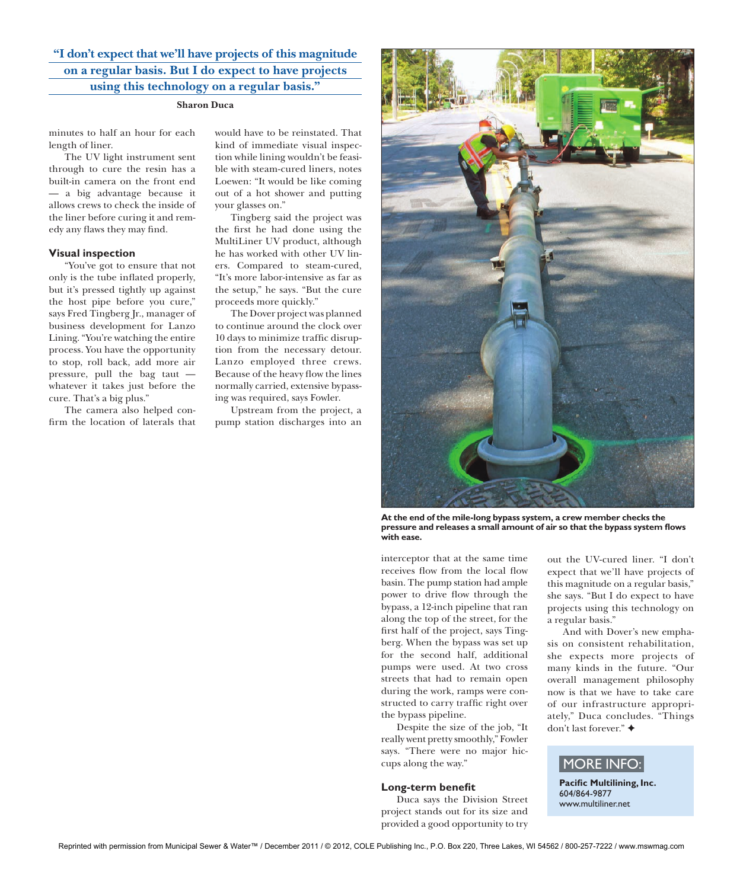> **"I don't expect that we'll have projects of this magnitude on a regular basis. But I do expect to have projects using this technology on a regular basis."**
>
> **Sharon Duca**

minutes to half an hour for each length of liner.

The UV light instrument sent through to cure the resin has a built-in camera on the front end — a big advantage because it allows crews to check the inside of the liner before curing it and remedy any flaws they may find.

### Visual inspection

"You've got to ensure that not only is the tube inflated properly, but it's pressed tightly up against the host pipe before you cure," says Fred Tingberg Jr., manager of business development for Lanzo Lining. "You're watching the entire process. You have the opportunity to stop, roll back, add more air pressure, pull the bag taut — whatever it takes just before the cure. That's a big plus."

The camera also helped confirm the location of laterals that would have to be reinstated. That kind of immediate visual inspection while lining wouldn't be feasible with steam-cured liners, notes Loewen: "It would be like coming out of a hot shower and putting your glasses on."

Tingberg said the project was the first he had done using the MultiLiner UV product, although he has worked with other UV liners. Compared to steam-cured, "It's more labor-intensive as far as the setup," he says. "But the cure proceeds more quickly."

The Dover project was planned to continue around the clock over 10 days to minimize traffic disruption from the necessary detour. Lanzo employed three crews. Because of the heavy flow the lines normally carried, extensive bypassing was required, says Fowler.

Upstream from the project, a pump station discharges into an interceptor that at the same time receives flow from the local flow basin. The pump station had ample power to drive flow through the bypass, a 12-inch pipeline that ran along the top of the street, for the first half of the project, says Tingberg. When the bypass was set up for the second half, additional pumps were used. At two cross streets that had to remain open during the work, ramps were constructed to carry traffic right over the bypass pipeline.

Despite the size of the job, "It really went pretty smoothly," Fowler says. "There were no major hiccups along the way."

**At the end of the mile-long bypass system, a crew member checks the pressure and releases a small amount of air so that the bypass system flows with ease.**

### Long-term benefit

Duca says the Division Street project stands out for its size and provided a good opportunity to try out the UV-cured liner. "I don't expect that we'll have projects of this magnitude on a regular basis," she says. "But I do expect to have projects using this technology on a regular basis."

And with Dover's new emphasis on consistent rehabilitation, she expects more projects of many kinds in the future. "Our overall management philosophy now is that we have to take care of our infrastructure appropriately," Duca concludes. "Things don't last forever." ✦

**MORE INFO:**

**Pacific Multilining, Inc.**
604/864-9877
www.multiliner.net

Reprinted with permission from Municipal Sewer & Water™ / December 2011 / © 2012, COLE Publishing Inc., P.O. Box 220, Three Lakes, WI 54562 / 800-257-7222 / www.mswmag.com